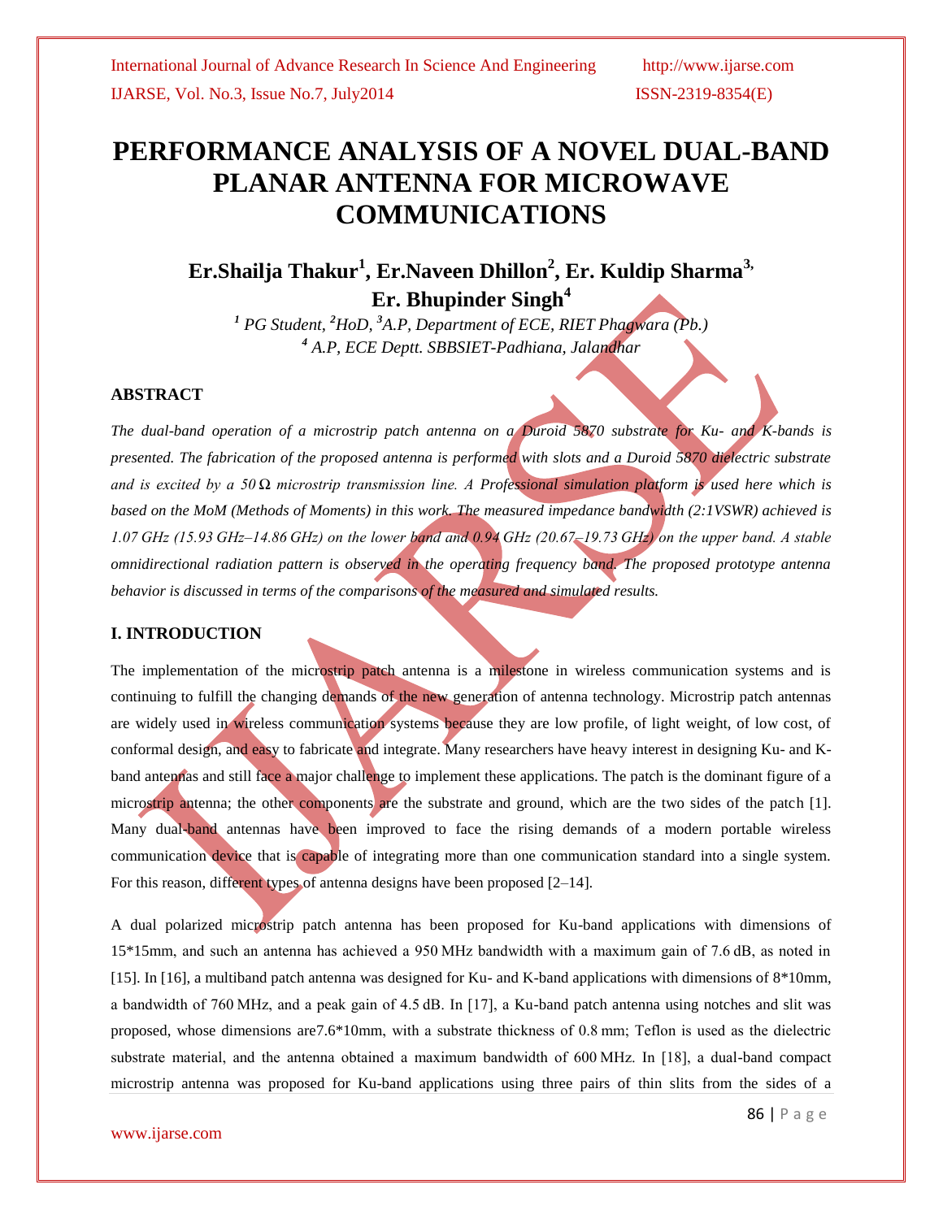# PERFORMANCE ANALYSIS OF A NOVEL DUAL-BAND PLANAR ANTENNA FOR MICROWAVE COMMUNICATIONS

**Er.Shailja Thakur[1], Er.Naveen Dhillon[2], Er. Kuldip Sharma[3], Er. Bhupinder Singh[4]**

*[1] PG Student, [2]HoD, [3]A.P, Department of ECE, RIET Phagwara (Pb.)*
*[4] A.P, ECE Deptt. SBBSIET-Padhiana, Jalandhar*

## ABSTRACT

*The dual-band operation of a microstrip patch antenna on a Duroid 5870 substrate for Ku- and K-bands is presented. The fabrication of the proposed antenna is performed with slots and a Duroid 5870 dielectric substrate and is excited by a 50 Ω microstrip transmission line. A Professional simulation platform is used here which is based on the MoM (Methods of Moments) in this work. The measured impedance bandwidth (2:1VSWR) achieved is 1.07 GHz (15.93 GHz–14.86 GHz) on the lower band and 0.94 GHz (20.67–19.73 GHz) on the upper band. A stable omnidirectional radiation pattern is observed in the operating frequency band. The proposed prototype antenna behavior is discussed in terms of the comparisons of the measured and simulated results.*

## I. INTRODUCTION

The implementation of the microstrip patch antenna is a milestone in wireless communication systems and is continuing to fulfill the changing demands of the new generation of antenna technology. Microstrip patch antennas are widely used in wireless communication systems because they are low profile, of light weight, of low cost, of conformal design, and easy to fabricate and integrate. Many researchers have heavy interest in designing Ku- and K-band antennas and still face a major challenge to implement these applications. The patch is the dominant figure of a microstrip antenna; the other components are the substrate and ground, which are the two sides of the patch [1]. Many dual-band antennas have been improved to face the rising demands of a modern portable wireless communication device that is capable of integrating more than one communication standard into a single system. For this reason, different types of antenna designs have been proposed [2–14].

A dual polarized microstrip patch antenna has been proposed for Ku-band applications with dimensions of 15*15mm, and such an antenna has achieved a 950 MHz bandwidth with a maximum gain of 7.6 dB, as noted in [15]. In [16], a multiband patch antenna was designed for Ku- and K-band applications with dimensions of 8*10mm, a bandwidth of 760 MHz, and a peak gain of 4.5 dB. In [17], a Ku-band patch antenna using notches and slit was proposed, whose dimensions are7.6*10mm, with a substrate thickness of 0.8 mm; Teflon is used as the dielectric substrate material, and the antenna obtained a maximum bandwidth of 600 MHz. In [18], a dual-band compact microstrip antenna was proposed for Ku-band applications using three pairs of thin slits from the sides of a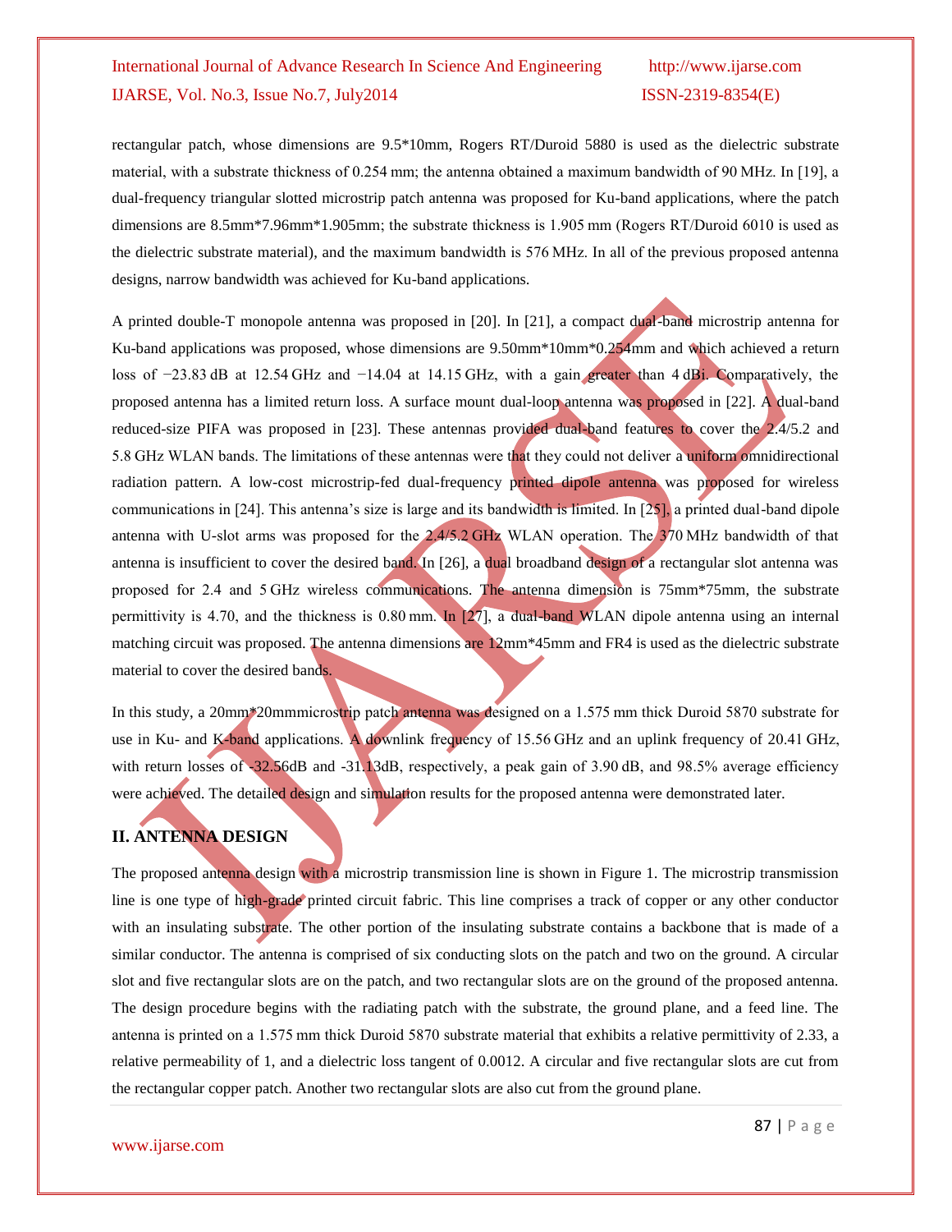rectangular patch, whose dimensions are 9.5*10mm, Rogers RT/Duroid 5880 is used as the dielectric substrate material, with a substrate thickness of 0.254 mm; the antenna obtained a maximum bandwidth of 90 MHz. In [19], a dual-frequency triangular slotted microstrip patch antenna was proposed for Ku-band applications, where the patch dimensions are 8.5mm*7.96mm*1.905mm; the substrate thickness is 1.905 mm (Rogers RT/Duroid 6010 is used as the dielectric substrate material), and the maximum bandwidth is 576 MHz. In all of the previous proposed antenna designs, narrow bandwidth was achieved for Ku-band applications.

A printed double-T monopole antenna was proposed in [20]. In [21], a compact dual-band microstrip antenna for Ku-band applications was proposed, whose dimensions are 9.50mm*10mm*0.254mm and which achieved a return loss of −23.83 dB at 12.54 GHz and −14.04 at 14.15 GHz, with a gain greater than 4 dBi. Comparatively, the proposed antenna has a limited return loss. A surface mount dual-loop antenna was proposed in [22]. A dual-band reduced-size PIFA was proposed in [23]. These antennas provided dual-band features to cover the 2.4/5.2 and 5.8 GHz WLAN bands. The limitations of these antennas were that they could not deliver a uniform omnidirectional radiation pattern. A low-cost microstrip-fed dual-frequency printed dipole antenna was proposed for wireless communications in [24]. This antenna's size is large and its bandwidth is limited. In [25], a printed dual-band dipole antenna with U-slot arms was proposed for the 2.4/5.2 GHz WLAN operation. The 370 MHz bandwidth of that antenna is insufficient to cover the desired band. In [26], a dual broadband design of a rectangular slot antenna was proposed for 2.4 and 5 GHz wireless communications. The antenna dimension is 75mm*75mm, the substrate permittivity is 4.70, and the thickness is 0.80 mm. In [27], a dual-band WLAN dipole antenna using an internal matching circuit was proposed. The antenna dimensions are 12mm*45mm and FR4 is used as the dielectric substrate material to cover the desired bands.

In this study, a 20mm*20mmmicrostrip patch antenna was designed on a 1.575 mm thick Duroid 5870 substrate for use in Ku- and K-band applications. A downlink frequency of 15.56 GHz and an uplink frequency of 20.41 GHz, with return losses of -32.56dB and -31.13dB, respectively, a peak gain of 3.90 dB, and 98.5% average efficiency were achieved. The detailed design and simulation results for the proposed antenna were demonstrated later.

## II. ANTENNA DESIGN

The proposed antenna design with a microstrip transmission line is shown in Figure 1. The microstrip transmission line is one type of high-grade printed circuit fabric. This line comprises a track of copper or any other conductor with an insulating substrate. The other portion of the insulating substrate contains a backbone that is made of a similar conductor. The antenna is comprised of six conducting slots on the patch and two on the ground. A circular slot and five rectangular slots are on the patch, and two rectangular slots are on the ground of the proposed antenna. The design procedure begins with the radiating patch with the substrate, the ground plane, and a feed line. The antenna is printed on a 1.575 mm thick Duroid 5870 substrate material that exhibits a relative permittivity of 2.33, a relative permeability of 1, and a dielectric loss tangent of 0.0012. A circular and five rectangular slots are cut from the rectangular copper patch. Another two rectangular slots are also cut from the ground plane.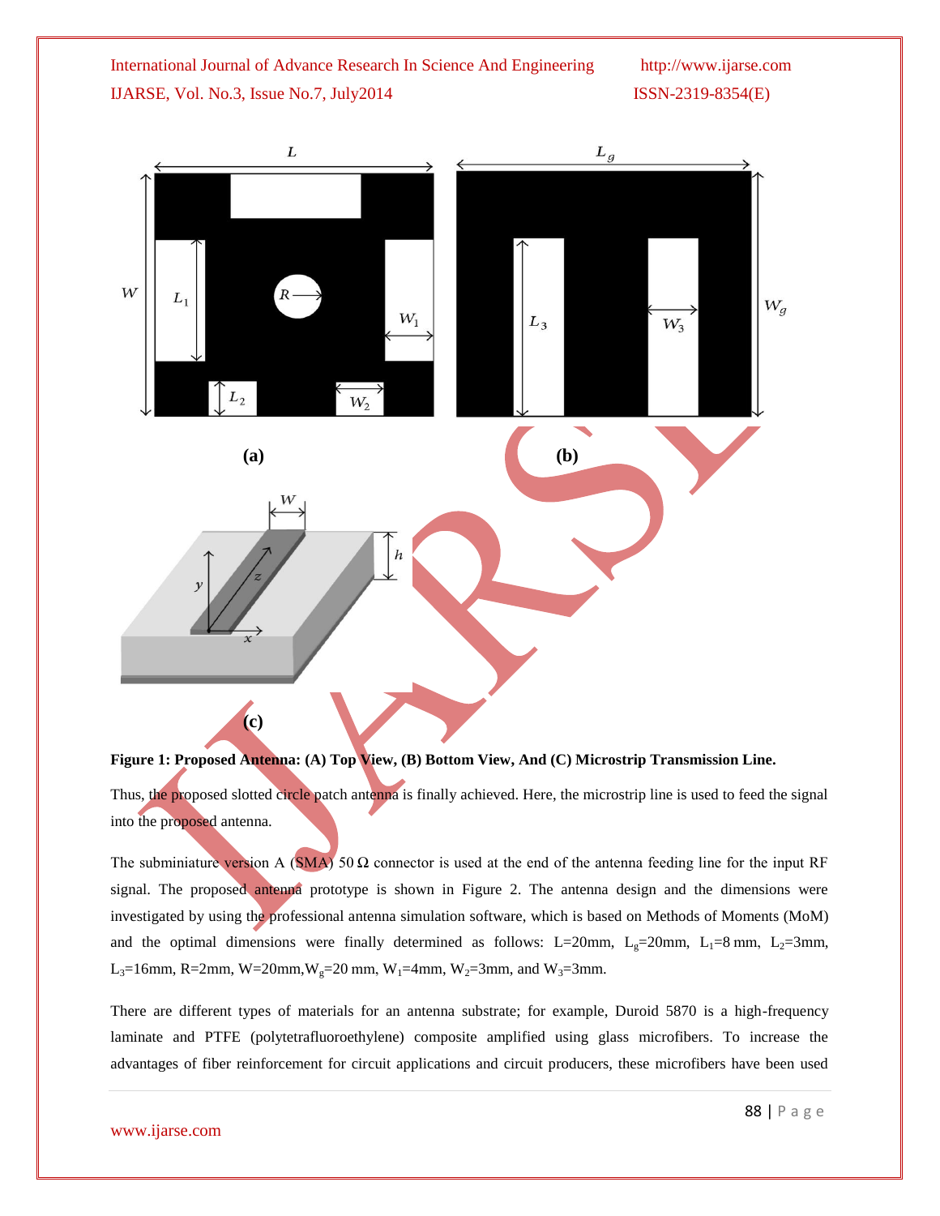**Figure 1: Proposed Antenna: (A) Top View, (B) Bottom View, And (C) Microstrip Transmission Line.**

Thus, the proposed slotted circle patch antenna is finally achieved. Here, the microstrip line is used to feed the signal into the proposed antenna.

The subminiature version A (SMA) 50 Ω connector is used at the end of the antenna feeding line for the input RF signal. The proposed antenna prototype is shown in Figure 2. The antenna design and the dimensions were investigated by using the professional antenna simulation software, which is based on Methods of Moments (MoM) and the optimal dimensions were finally determined as follows: L=20mm, $L_g$=20mm, $L_1$=8 mm, $L_2$=3mm, $L_3$=16mm, R=2mm, W=20mm, $W_g$=20 mm, $W_1$=4mm, $W_2$=3mm, and $W_3$=3mm.

There are different types of materials for an antenna substrate; for example, Duroid 5870 is a high-frequency laminate and PTFE (polytetrafluoroethylene) composite amplified using glass microfibers. To increase the advantages of fiber reinforcement for circuit applications and circuit producers, these microfibers have been used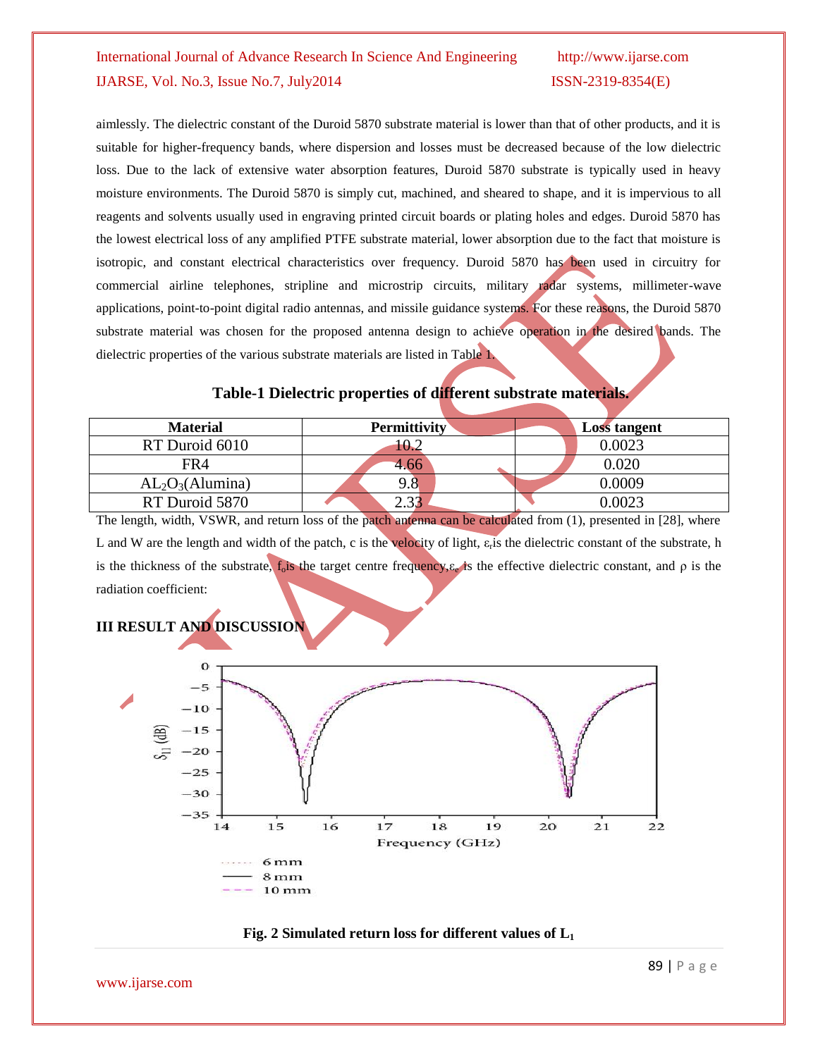aimlessly. The dielectric constant of the Duroid 5870 substrate material is lower than that of other products, and it is suitable for higher-frequency bands, where dispersion and losses must be decreased because of the low dielectric loss. Due to the lack of extensive water absorption features, Duroid 5870 substrate is typically used in heavy moisture environments. The Duroid 5870 is simply cut, machined, and sheared to shape, and it is impervious to all reagents and solvents usually used in engraving printed circuit boards or plating holes and edges. Duroid 5870 has the lowest electrical loss of any amplified PTFE substrate material, lower absorption due to the fact that moisture is isotropic, and constant electrical characteristics over frequency. Duroid 5870 has been used in circuitry for commercial airline telephones, stripline and microstrip circuits, military radar systems, millimeter-wave applications, point-to-point digital radio antennas, and missile guidance systems. For these reasons, the Duroid 5870 substrate material was chosen for the proposed antenna design to achieve operation in the desired bands. The dielectric properties of the various substrate materials are listed in Table 1.

**Table-1 Dielectric properties of different substrate materials.**

| Material | Permittivity | Loss tangent |
|---|---|---|
| RT Duroid 6010 | 10.2 | 0.0023 |
| FR4 | 4.66 | 0.020 |
| $AL_2O_3$(Alumina) | 9.8 | 0.0009 |
| RT Duroid 5870 | 2.33 | 0.0023 |

The length, width, VSWR, and return loss of the patch antenna can be calculated from (1), presented in [28], where L and W are the length and width of the patch, c is the velocity of light, $\varepsilon_r$ is the dielectric constant of the substrate, h is the thickness of the substrate, $f_o$ is the target centre frequency, $\varepsilon_e$ is the effective dielectric constant, and ρ is the radiation coefficient:

## III RESULT AND DISCUSSION

**Fig. 2 Simulated return loss for different values of $L_1$**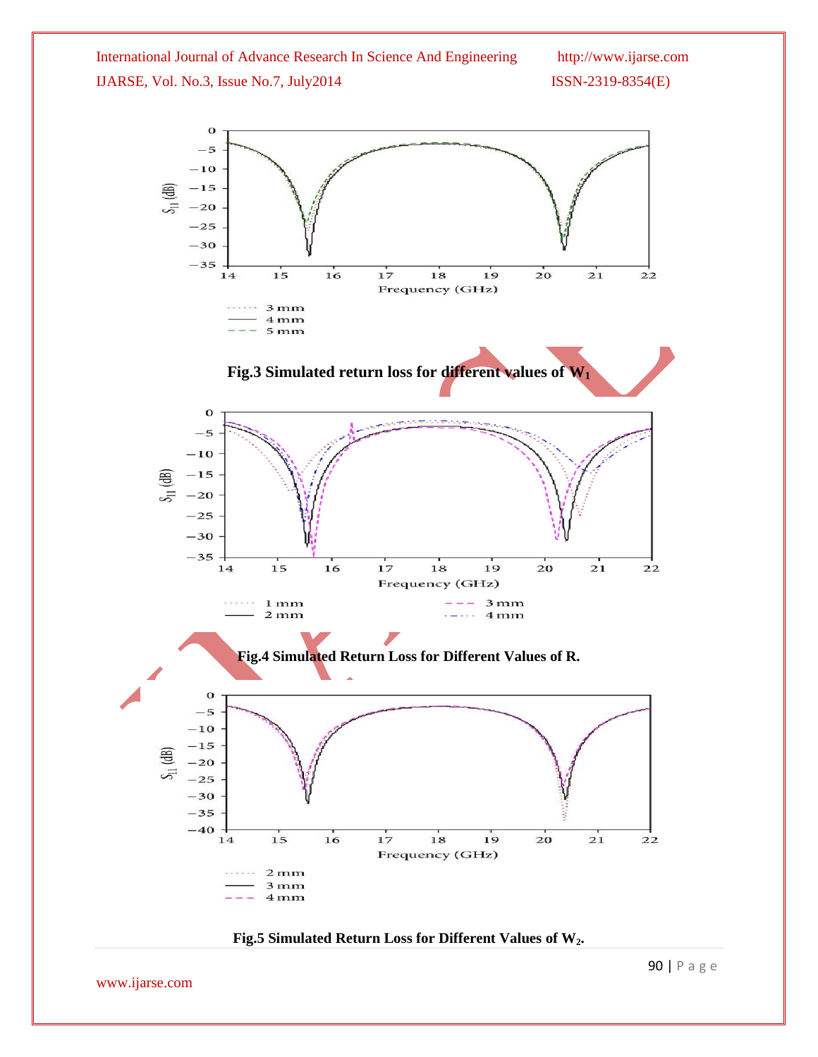Fig.3 Simulated return loss for different values of $W_1$

Fig.4 Simulated Return Loss for Different Values of R.

Fig.5 Simulated Return Loss for Different Values of $W_2$.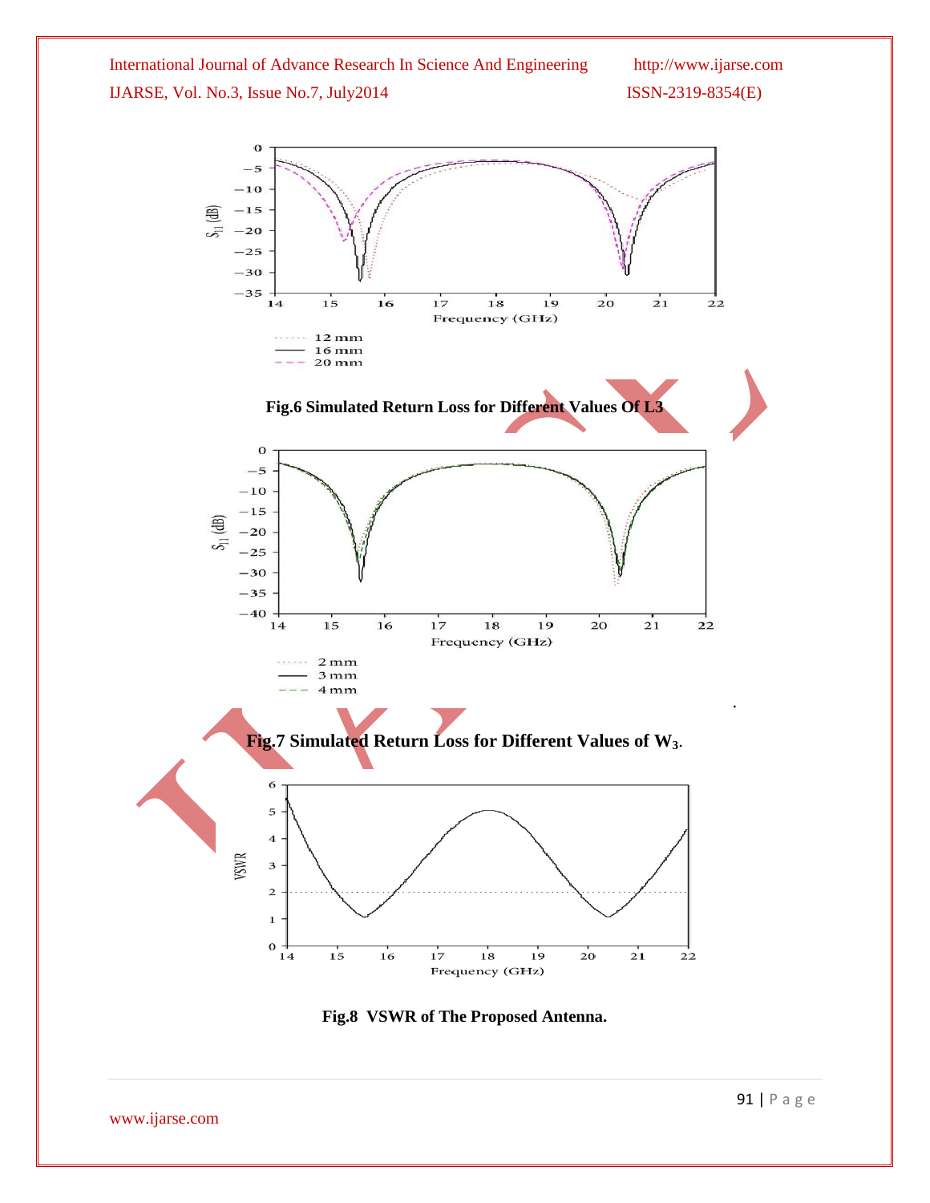Fig.6 Simulated Return Loss for Different Values Of L3

Fig.7 Simulated Return Loss for Different Values of $W_3$.

Fig.8 VSWR of The Proposed Antenna.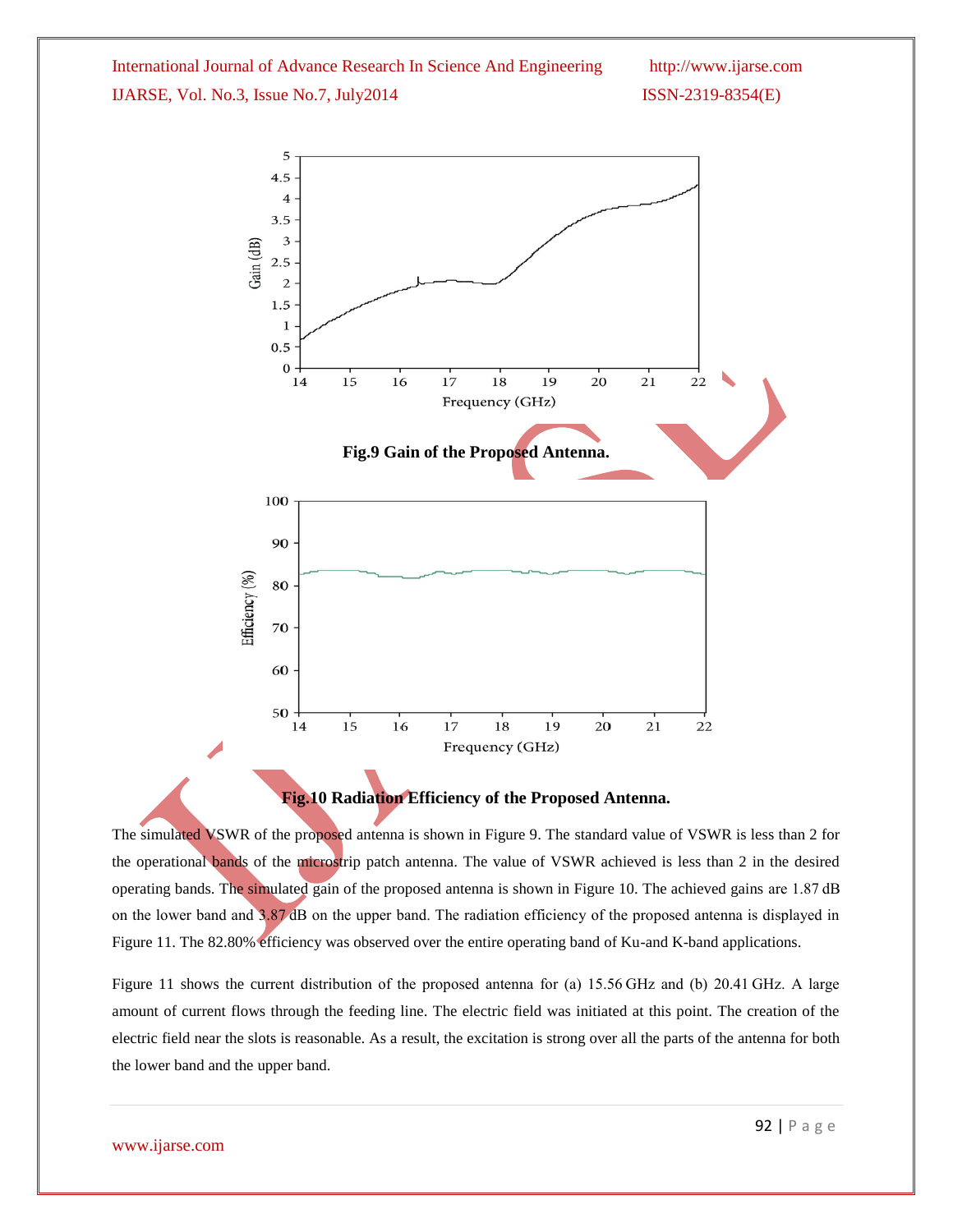Fig.9 Gain of the Proposed Antenna.

Fig.10 Radiation Efficiency of the Proposed Antenna.

The simulated VSWR of the proposed antenna is shown in Figure 9. The standard value of VSWR is less than 2 for the operational bands of the microstrip patch antenna. The value of VSWR achieved is less than 2 in the desired operating bands. The simulated gain of the proposed antenna is shown in Figure 10. The achieved gains are 1.87 dB on the lower band and 3.87 dB on the upper band. The radiation efficiency of the proposed antenna is displayed in Figure 11. The 82.80% efficiency was observed over the entire operating band of Ku-and K-band applications.

Figure 11 shows the current distribution of the proposed antenna for (a) 15.56 GHz and (b) 20.41 GHz. A large amount of current flows through the feeding line. The electric field was initiated at this point. The creation of the electric field near the slots is reasonable. As a result, the excitation is strong over all the parts of the antenna for both the lower band and the upper band.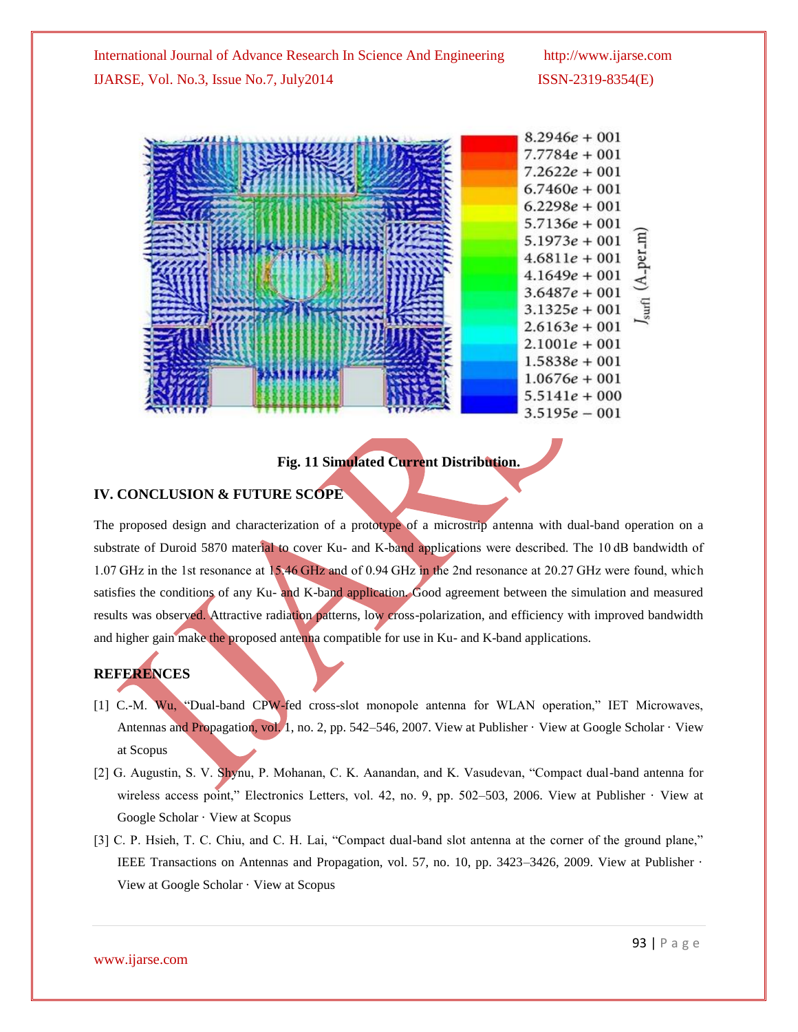Fig. 11 Simulated Current Distribution.

## IV. CONCLUSION & FUTURE SCOPE

The proposed design and characterization of a prototype of a microstrip antenna with dual-band operation on a substrate of Duroid 5870 material to cover Ku- and K-band applications were described. The 10 dB bandwidth of 1.07 GHz in the 1st resonance at 15.46 GHz and of 0.94 GHz in the 2nd resonance at 20.27 GHz were found, which satisfies the conditions of any Ku- and K-band application. Good agreement between the simulation and measured results was observed. Attractive radiation patterns, low cross-polarization, and efficiency with improved bandwidth and higher gain make the proposed antenna compatible for use in Ku- and K-band applications.

## REFERENCES

[1] C.-M. Wu, "Dual-band CPW-fed cross-slot monopole antenna for WLAN operation," IET Microwaves, Antennas and Propagation, vol. 1, no. 2, pp. 542–546, 2007. View at Publisher · View at Google Scholar · View at Scopus

[2] G. Augustin, S. V. Shynu, P. Mohanan, C. K. Aanandan, and K. Vasudevan, "Compact dual-band antenna for wireless access point," Electronics Letters, vol. 42, no. 9, pp. 502–503, 2006. View at Publisher · View at Google Scholar · View at Scopus

[3] C. P. Hsieh, T. C. Chiu, and C. H. Lai, "Compact dual-band slot antenna at the corner of the ground plane," IEEE Transactions on Antennas and Propagation, vol. 57, no. 10, pp. 3423–3426, 2009. View at Publisher · View at Google Scholar · View at Scopus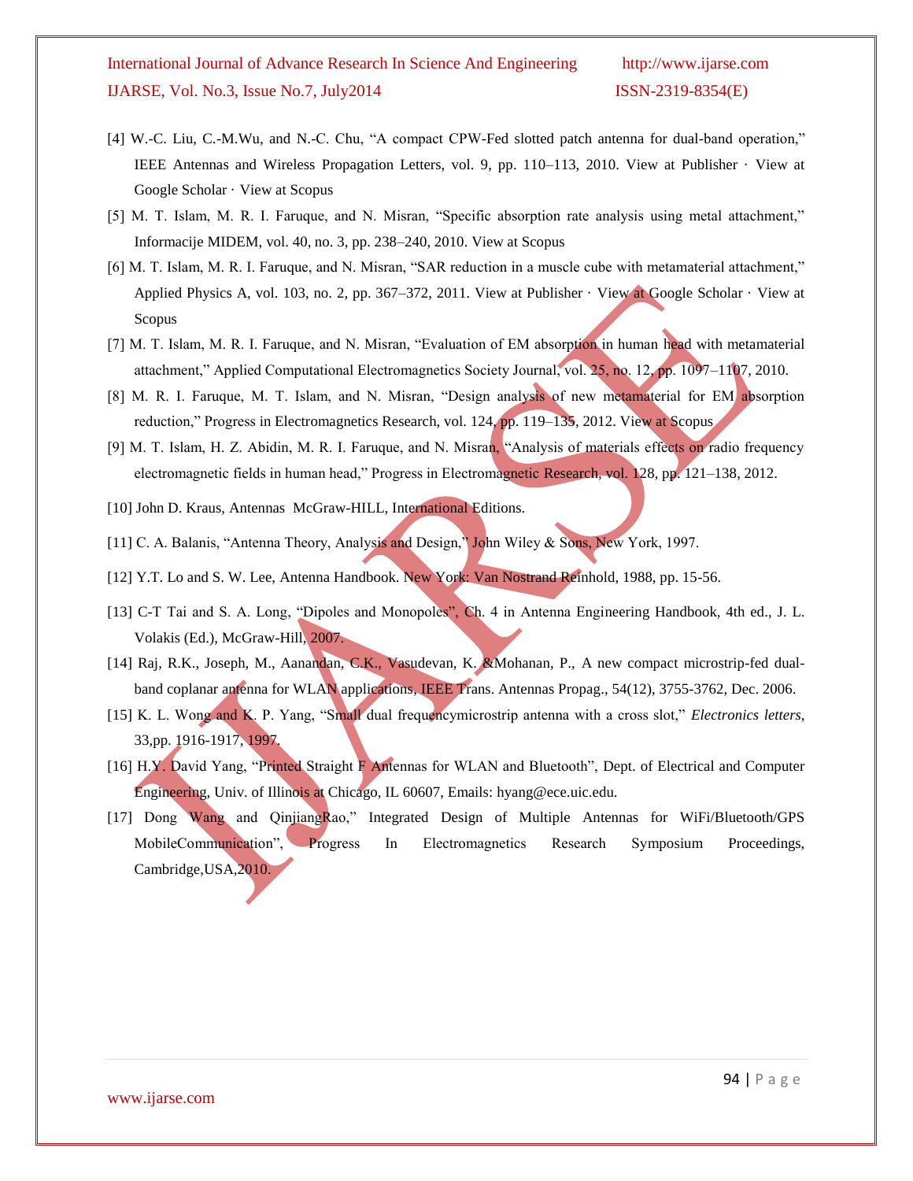[4] W.-C. Liu, C.-M.Wu, and N.-C. Chu, “A compact CPW-Fed slotted patch antenna for dual-band operation,” IEEE Antennas and Wireless Propagation Letters, vol. 9, pp. 110–113, 2010. View at Publisher · View at Google Scholar · View at Scopus

[5] M. T. Islam, M. R. I. Faruque, and N. Misran, “Specific absorption rate analysis using metal attachment,” Informacije MIDEM, vol. 40, no. 3, pp. 238–240, 2010. View at Scopus

[6] M. T. Islam, M. R. I. Faruque, and N. Misran, “SAR reduction in a muscle cube with metamaterial attachment,” Applied Physics A, vol. 103, no. 2, pp. 367–372, 2011. View at Publisher · View at Google Scholar · View at Scopus

[7] M. T. Islam, M. R. I. Faruque, and N. Misran, “Evaluation of EM absorption in human head with metamaterial attachment,” Applied Computational Electromagnetics Society Journal, vol. 25, no. 12, pp. 1097–1107, 2010.

[8] M. R. I. Faruque, M. T. Islam, and N. Misran, “Design analysis of new metamaterial for EM absorption reduction,” Progress in Electromagnetics Research, vol. 124, pp. 119–135, 2012. View at Scopus

[9] M. T. Islam, H. Z. Abidin, M. R. I. Faruque, and N. Misran, “Analysis of materials effects on radio frequency electromagnetic fields in human head,” Progress in Electromagnetic Research, vol. 128, pp. 121–138, 2012.

[10] John D. Kraus, Antennas McGraw-HILL, International Editions.

[11] C. A. Balanis, “Antenna Theory, Analysis and Design,” John Wiley & Sons, New York, 1997.

[12] Y.T. Lo and S. W. Lee, Antenna Handbook. New York: Van Nostrand Reinhold, 1988, pp. 15-56.

[13] C-T Tai and S. A. Long, “Dipoles and Monopoles”, Ch. 4 in Antenna Engineering Handbook, 4th ed., J. L. Volakis (Ed.), McGraw-Hill, 2007.

[14] Raj, R.K., Joseph, M., Aanandan, C.K., Vasudevan, K. &Mohanan, P., A new compact microstrip-fed dual-band coplanar antenna for WLAN applications, IEEE Trans. Antennas Propag., 54(12), 3755-3762, Dec. 2006.

[15] K. L. Wong and K. P. Yang, “Small dual frequencymicrostrip antenna with a cross slot,” *Electronics letters*, 33,pp. 1916-1917, 1997.

[16] H.Y. David Yang, “Printed Straight F Antennas for WLAN and Bluetooth”, Dept. of Electrical and Computer Engineering, Univ. of Illinois at Chicago, IL 60607, Emails: hyang@ece.uic.edu.

[17] Dong Wang and QinjiangRao,” Integrated Design of Multiple Antennas for WiFi/Bluetooth/GPS MobileCommunication”, Progress In Electromagnetics Research Symposium Proceedings, Cambridge,USA,2010.